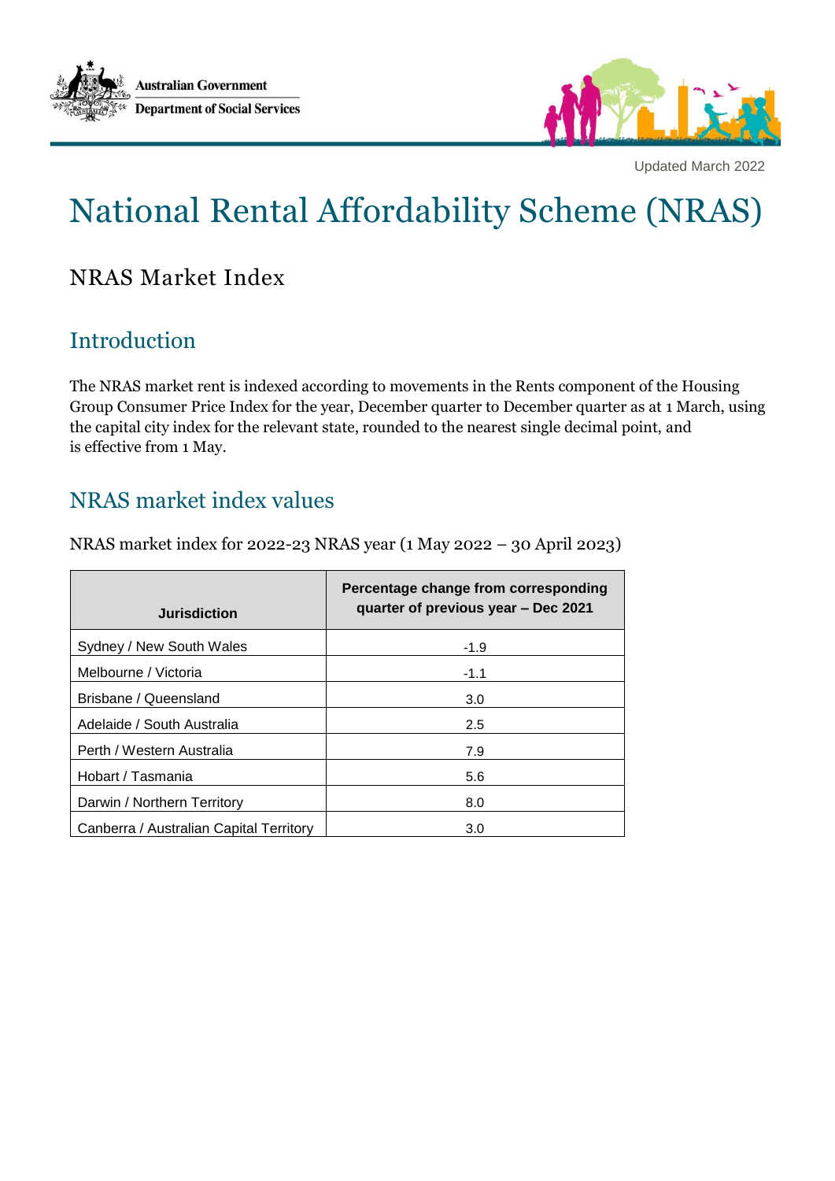Australian Government
Department of Social Services

Updated March 2022

# National Rental Affordability Scheme (NRAS)

## NRAS Market Index

## Introduction

The NRAS market rent is indexed according to movements in the Rents component of the Housing Group Consumer Price Index for the year, December quarter to December quarter as at 1 March, using the capital city index for the relevant state, rounded to the nearest single decimal point, and is effective from 1 May.

## NRAS market index values

NRAS market index for 2022-23 NRAS year (1 May 2022 – 30 April 2023)

| Jurisdiction | Percentage change from corresponding quarter of previous year – Dec 2021 |
|---|---|
| Sydney / New South Wales | -1.9 |
| Melbourne / Victoria | -1.1 |
| Brisbane / Queensland | 3.0 |
| Adelaide / South Australia | 2.5 |
| Perth / Western Australia | 7.9 |
| Hobart / Tasmania | 5.6 |
| Darwin / Northern Territory | 8.0 |
| Canberra / Australian Capital Territory | 3.0 |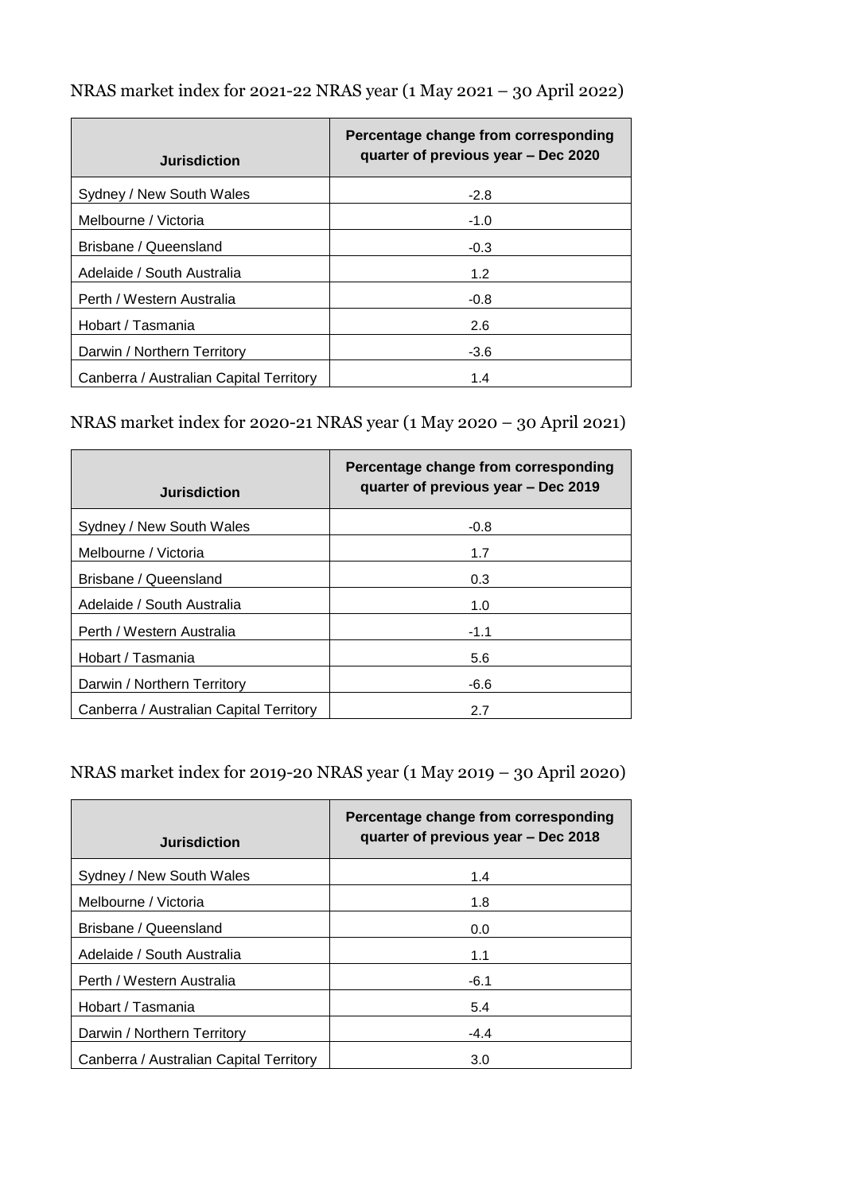## NRAS market index for 2021-22 NRAS year (1 May 2021 – 30 April 2022)

| Jurisdiction | Percentage change from corresponding quarter of previous year – Dec 2020 |
|---|---|
| Sydney / New South Wales | -2.8 |
| Melbourne / Victoria | -1.0 |
| Brisbane / Queensland | -0.3 |
| Adelaide / South Australia | 1.2 |
| Perth / Western Australia | -0.8 |
| Hobart / Tasmania | 2.6 |
| Darwin / Northern Territory | -3.6 |
| Canberra / Australian Capital Territory | 1.4 |

## NRAS market index for 2020-21 NRAS year (1 May 2020 – 30 April 2021)

| Jurisdiction | Percentage change from corresponding quarter of previous year – Dec 2019 |
|---|---|
| Sydney / New South Wales | -0.8 |
| Melbourne / Victoria | 1.7 |
| Brisbane / Queensland | 0.3 |
| Adelaide / South Australia | 1.0 |
| Perth / Western Australia | -1.1 |
| Hobart / Tasmania | 5.6 |
| Darwin / Northern Territory | -6.6 |
| Canberra / Australian Capital Territory | 2.7 |

## NRAS market index for 2019-20 NRAS year (1 May 2019 – 30 April 2020)

| Jurisdiction | Percentage change from corresponding quarter of previous year – Dec 2018 |
|---|---|
| Sydney / New South Wales | 1.4 |
| Melbourne / Victoria | 1.8 |
| Brisbane / Queensland | 0.0 |
| Adelaide / South Australia | 1.1 |
| Perth / Western Australia | -6.1 |
| Hobart / Tasmania | 5.4 |
| Darwin / Northern Territory | -4.4 |
| Canberra / Australian Capital Territory | 3.0 |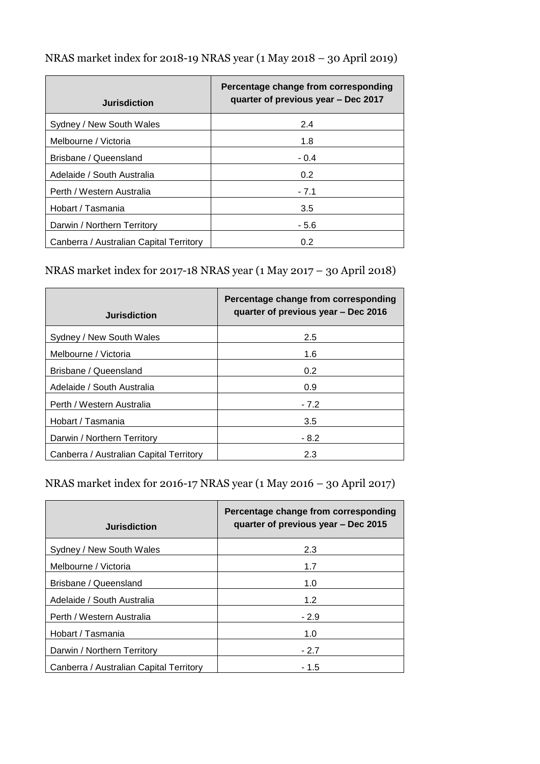NRAS market index for 2018-19 NRAS year (1 May 2018 – 30 April 2019)

| Jurisdiction | Percentage change from corresponding quarter of previous year – Dec 2017 |
| --- | --- |
| Sydney / New South Wales | 2.4 |
| Melbourne / Victoria | 1.8 |
| Brisbane / Queensland | - 0.4 |
| Adelaide / South Australia | 0.2 |
| Perth / Western Australia | - 7.1 |
| Hobart / Tasmania | 3.5 |
| Darwin / Northern Territory | - 5.6 |
| Canberra / Australian Capital Territory | 0.2 |

NRAS market index for 2017-18 NRAS year (1 May 2017 – 30 April 2018)

| Jurisdiction | Percentage change from corresponding quarter of previous year – Dec 2016 |
| --- | --- |
| Sydney / New South Wales | 2.5 |
| Melbourne / Victoria | 1.6 |
| Brisbane / Queensland | 0.2 |
| Adelaide / South Australia | 0.9 |
| Perth / Western Australia | - 7.2 |
| Hobart / Tasmania | 3.5 |
| Darwin / Northern Territory | - 8.2 |
| Canberra / Australian Capital Territory | 2.3 |

NRAS market index for 2016-17 NRAS year (1 May 2016 – 30 April 2017)

| Jurisdiction | Percentage change from corresponding quarter of previous year – Dec 2015 |
| --- | --- |
| Sydney / New South Wales | 2.3 |
| Melbourne / Victoria | 1.7 |
| Brisbane / Queensland | 1.0 |
| Adelaide / South Australia | 1.2 |
| Perth / Western Australia | - 2.9 |
| Hobart / Tasmania | 1.0 |
| Darwin / Northern Territory | - 2.7 |
| Canberra / Australian Capital Territory | - 1.5 |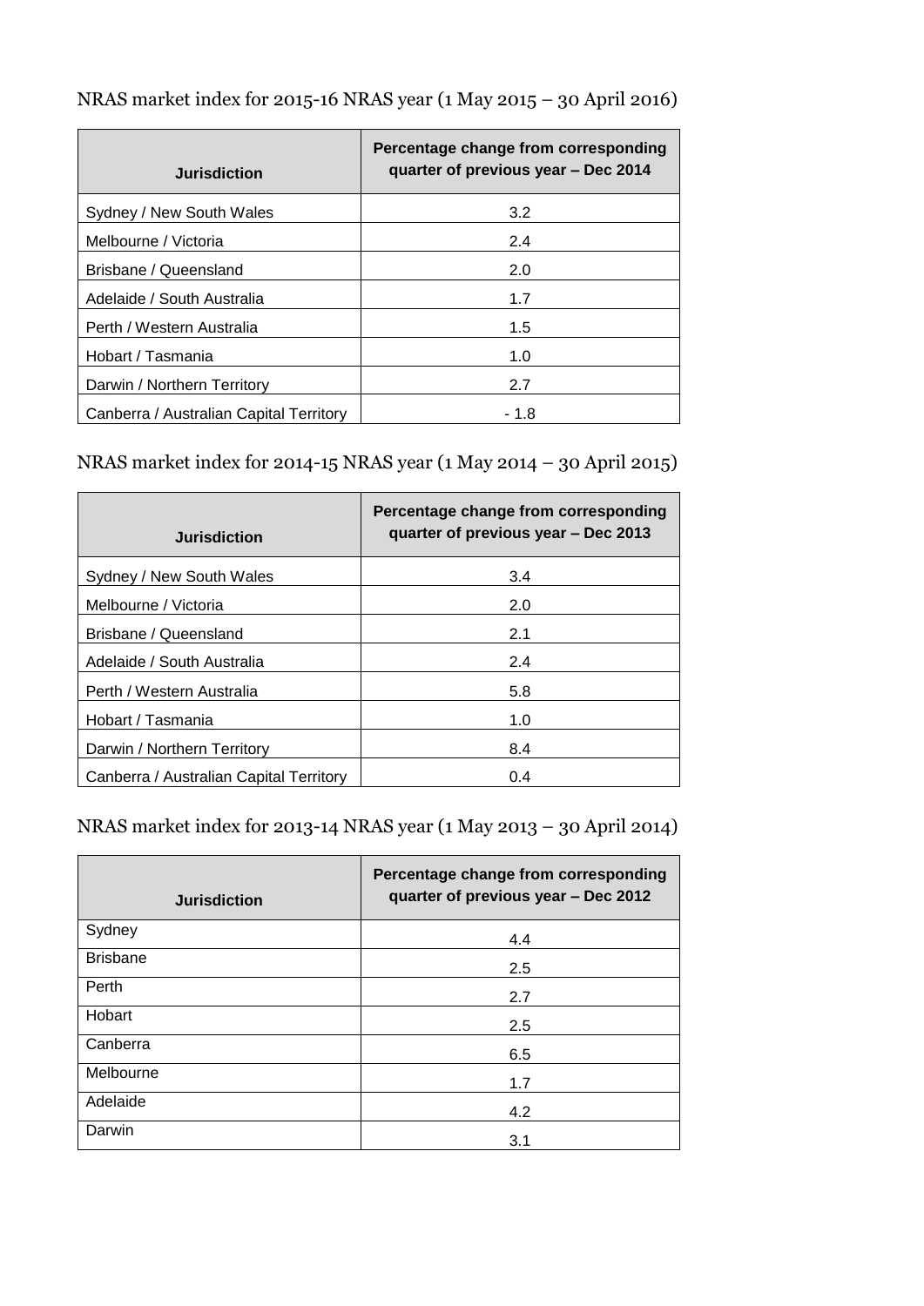## NRAS market index for 2015-16 NRAS year (1 May 2015 – 30 April 2016)

| Jurisdiction | Percentage change from corresponding quarter of previous year – Dec 2014 |
|---|---|
| Sydney / New South Wales | 3.2 |
| Melbourne / Victoria | 2.4 |
| Brisbane / Queensland | 2.0 |
| Adelaide / South Australia | 1.7 |
| Perth / Western Australia | 1.5 |
| Hobart / Tasmania | 1.0 |
| Darwin / Northern Territory | 2.7 |
| Canberra / Australian Capital Territory | - 1.8 |

## NRAS market index for 2014-15 NRAS year (1 May 2014 – 30 April 2015)

| Jurisdiction | Percentage change from corresponding quarter of previous year – Dec 2013 |
|---|---|
| Sydney / New South Wales | 3.4 |
| Melbourne / Victoria | 2.0 |
| Brisbane / Queensland | 2.1 |
| Adelaide / South Australia | 2.4 |
| Perth / Western Australia | 5.8 |
| Hobart / Tasmania | 1.0 |
| Darwin / Northern Territory | 8.4 |
| Canberra / Australian Capital Territory | 0.4 |

## NRAS market index for 2013-14 NRAS year (1 May 2013 – 30 April 2014)

| Jurisdiction | Percentage change from corresponding quarter of previous year – Dec 2012 |
|---|---|
| Sydney | 4.4 |
| Brisbane | 2.5 |
| Perth | 2.7 |
| Hobart | 2.5 |
| Canberra | 6.5 |
| Melbourne | 1.7 |
| Adelaide | 4.2 |
| Darwin | 3.1 |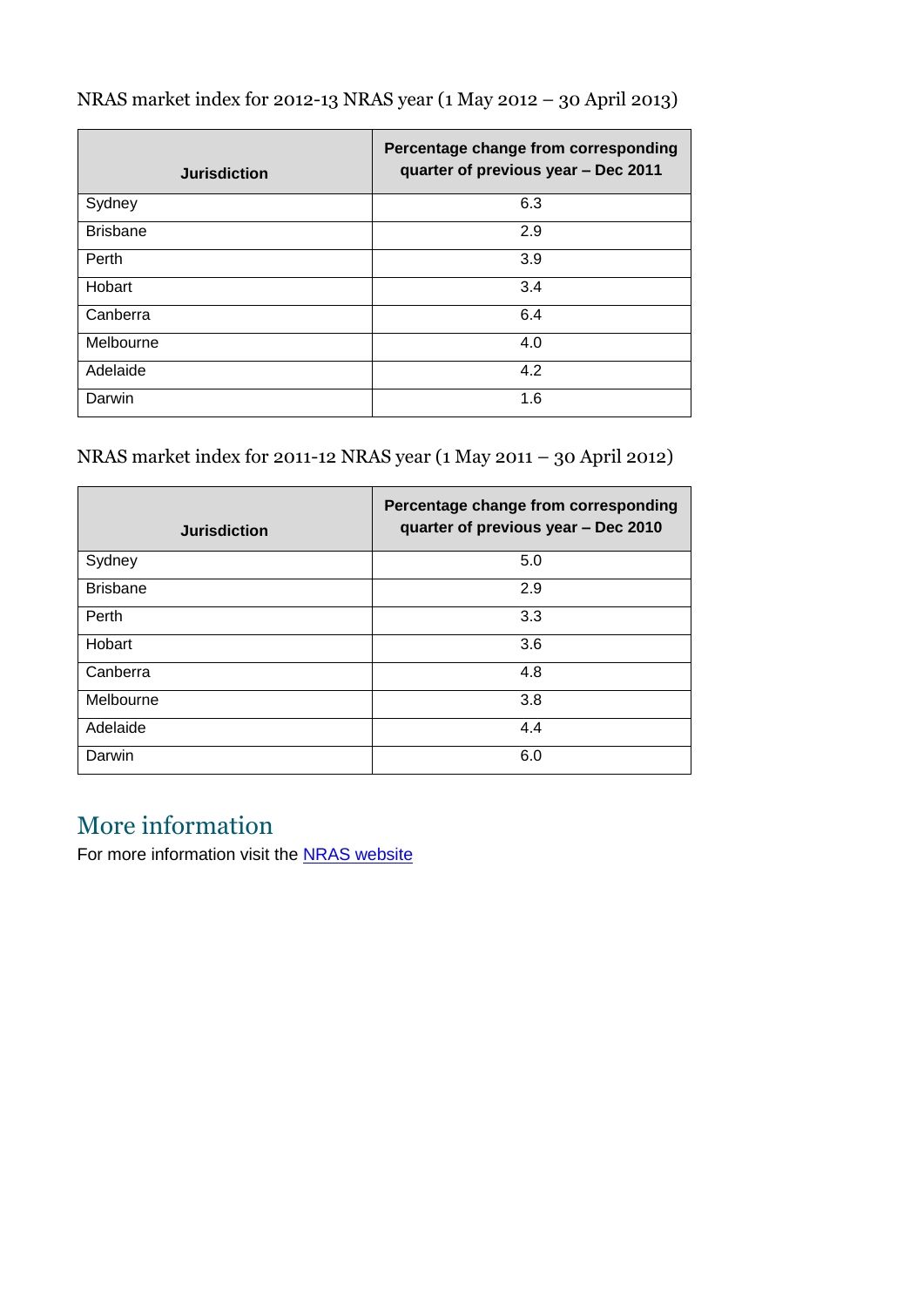NRAS market index for 2012-13 NRAS year (1 May 2012 – 30 April 2013)

| Jurisdiction | Percentage change from corresponding quarter of previous year – Dec 2011 |
|---|---|
| Sydney | 6.3 |
| Brisbane | 2.9 |
| Perth | 3.9 |
| Hobart | 3.4 |
| Canberra | 6.4 |
| Melbourne | 4.0 |
| Adelaide | 4.2 |
| Darwin | 1.6 |

NRAS market index for 2011-12 NRAS year (1 May 2011 – 30 April 2012)

| Jurisdiction | Percentage change from corresponding quarter of previous year – Dec 2010 |
|---|---|
| Sydney | 5.0 |
| Brisbane | 2.9 |
| Perth | 3.3 |
| Hobart | 3.6 |
| Canberra | 4.8 |
| Melbourne | 3.8 |
| Adelaide | 4.4 |
| Darwin | 6.0 |

## More information

For more information visit the NRAS website